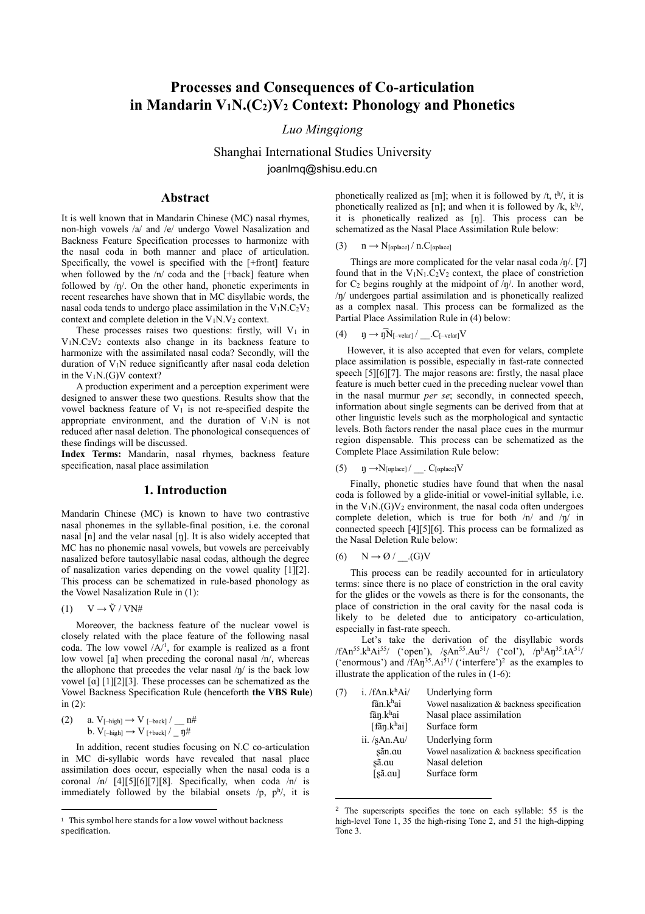# Processes and Consequences of Co-articulation in Mandarin $V_1N.(C_2)V_2$ Context: Phonology and Phonetics

*Luo Mingqiong*

Shanghai International Studies University

joanlmq@shisu.edu.cn

## Abstract

It is well known that in Mandarin Chinese (MC) nasal rhymes, non-high vowels /a/ and /e/ undergo Vowel Nasalization and Backness Feature Specification processes to harmonize with the nasal coda in both manner and place of articulation. Specifically, the vowel is specified with the [+front] feature when followed by the /n/ coda and the [+back] feature when followed by /ŋ/. On the other hand, phonetic experiments in recent researches have shown that in MC disyllabic words, the nasal coda tends to undergo place assimilation in the $V_1N.C_2V_2$ context and complete deletion in the $V_1N.V_2$ context.

These processes raises two questions: firstly, will $V_1$ in $V_1N.C_2V_2$ contexts also change in its backness feature to harmonize with the assimilated nasal coda? Secondly, will the duration of $V_1N$ reduce significantly after nasal coda deletion in the $V_1N.(G)V$ context?

A production experiment and a perception experiment were designed to answer these two questions. Results show that the vowel backness feature of $V_1$ is not re-specified despite the appropriate environment, and the duration of $V_1N$ is not reduced after nasal deletion. The phonological consequences of these findings will be discussed.

**Index Terms:** Mandarin, nasal rhymes, backness feature specification, nasal place assimilation

## 1. Introduction

Mandarin Chinese (MC) is known to have two contrastive nasal phonemes in the syllable-final position, i.e. the coronal nasal [n] and the velar nasal [ŋ]. It is also widely accepted that MC has no phonemic nasal vowels, but vowels are perceivably nasalized before tautosyllabic nasal codas, although the degree of nasalization varies depending on the vowel quality [1][2]. This process can be schematized in rule-based phonology as the Vowel Nasalization Rule in (1):

(1) $V \rightarrow \tilde{V}$ / VN#

Moreover, the backness feature of the nuclear vowel is closely related with the place feature of the following nasal coda. The low vowel /A/[1], for example is realized as a front low vowel [a] when preceding the coronal nasal /n/, whereas the allophone that precedes the velar nasal /ŋ/ is the back low vowel [ɑ] [1][2][3]. These processes can be schematized as the Vowel Backness Specification Rule (henceforth **the VBS Rule**) in (2):

(2) a. $V_{[-high]} \rightarrow V_{[-back]}$ / __ n#
   b. $V_{[-high]} \rightarrow V_{[+back]}$ / _ ŋ#

In addition, recent studies focusing on N.C co-articulation in MC di-syllabic words have revealed that nasal place assimilation does occur, especially when the nasal coda is a coronal /n/ [4][5][6][7][8]. Specifically, when the coda /n/ is immediately followed by the bilabial onsets /p, pʰ/, it is phonetically realized as [m]; when it is followed by /t, tʰ/, it is phonetically realized as [n]; and when it is followed by /k, kʰ/, it is phonetically realized as [ŋ]. This process can be schematized as the Nasal Place Assimilation Rule below:

(3) $n \rightarrow N_{[\alpha place]}$ / $n.C_{[\alpha place]}$

Things are more complicated for the velar nasal coda /ŋ/. [7] found that in the $V_1N_1.C_2V_2$ context, the place of constriction for $C_2$ begins roughly at the midpoint of /ŋ/. In another word, /ŋ/ undergoes partial assimilation and is phonetically realized as a complex nasal. This process can be formalized as the Partial Place Assimilation Rule in (4) below:

(4) ŋ → $\widehat{ŋN}_{[-velar]}$ / __.$C_{[-velar]}$V

However, it is also accepted that even for velars, complete place assimilation is possible, especially in fast-rate connected speech [5][6][7]. The major reasons are: firstly, the nasal place feature is much better cued in the preceding nuclear vowel than in the nasal murmur *per se*; secondly, in connected speech, information about single segments can be derived from that at other linguistic levels such as the morphological and syntactic levels. Both factors render the nasal place cues in the murmur region dispensable. This process can be schematized as the Complete Place Assimilation Rule below:

(5) ŋ → $N_{[\alpha place]}$ / __. $C_{[\alpha place]}$V

Finally, phonetic studies have found that when the nasal coda is followed by a glide-initial or vowel-initial syllable, i.e. in the $V_1N.(G)V_2$ environment, the nasal coda often undergoes complete deletion, which is true for both /n/ and /ŋ/ in connected speech [4][5][6]. This process can be formalized as the Nasal Deletion Rule below:

(6) N → Ø / __.(G)V

This process can be readily accounted for in articulatory terms: since there is no place of constriction in the oral cavity for the glides or the vowels as there is for the consonants, the place of constriction in the oral cavity for the nasal coda is likely to be deleted due to anticipatory co-articulation, especially in fast-rate speech.

Let's take the derivation of the disyllabic words /fAn[55].kʰAi[55]/ ('open'), /ʂAn[55].Au[51]/ ('col'), /pʰAŋ[35].tA[51]/ ('enormous') and /fAŋ[35].Ai[51]/ ('interfere')[2] as the examples to illustrate the application of the rules in (1-6):

(7) i. /fAn.kʰAi/ — Underlying form
   fãn.kʰai — Vowel nasalization & backness specification
   fãŋ.kʰai — Nasal place assimilation
   [fãŋ.kʰai] — Surface form

   ii. /ʂAn.Au/ — Underlying form
   ʂãn.ɑu — Vowel nasalization & backness specification
   ʂã.ɑu — Nasal deletion
   [ʂã.ɑu] — Surface form

---

[1] This symbol here stands for a low vowel without backness specification.

[2] The superscripts specifies the tone on each syllable: 55 is the high-level Tone 1, 35 the high-rising Tone 2, and 51 the high-dipping Tone 3.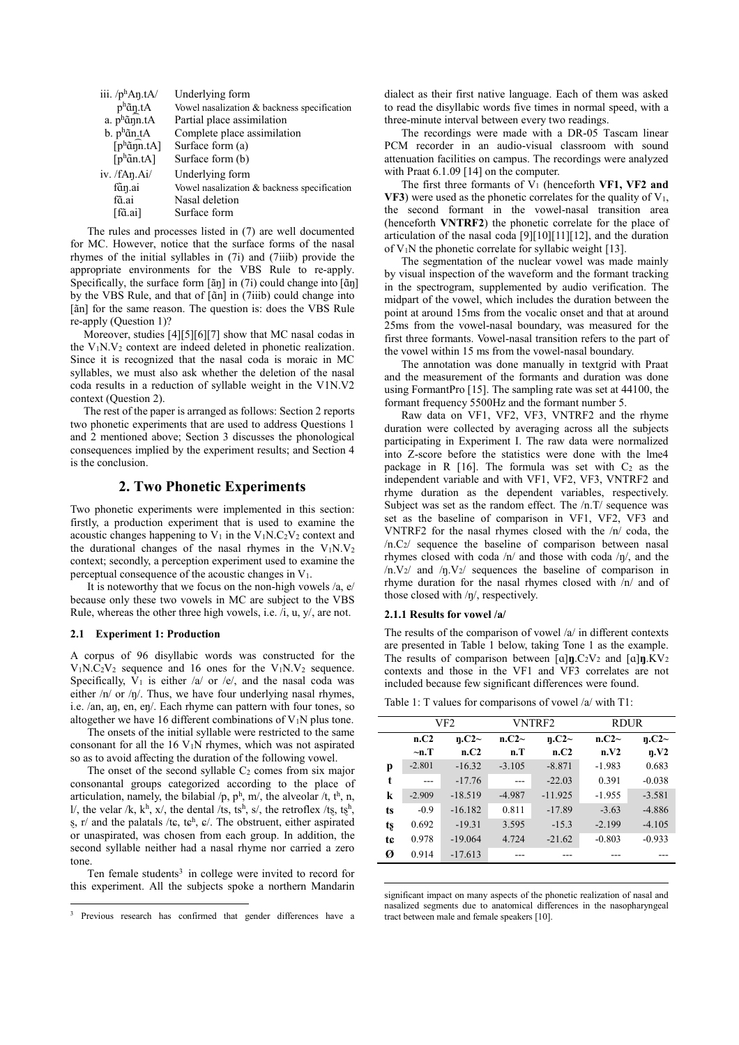iii. /pʰAŋ.tA/ Underlying form
  pʰɑ̃ŋ.tA Vowel nasalization & backness specification
 a. pʰɑ̃ŋ͡n.tA Partial place assimilation
 b. pʰɑ̃n.tA Complete place assimilation
  [pʰɑ̃ŋ͡n.tA] Surface form (a)
  [pʰɑ̃n.tA] Surface form (b)

iv. /fAŋ.Ai/ Underlying form
  fɑ̃ŋ.ai Vowel nasalization & backness specification
  fɑ̃.ai Nasal deletion
  [fɑ̃.ai] Surface form

The rules and processes listed in (7) are well documented for MC. However, notice that the surface forms of the nasal rhymes of the initial syllables in (7i) and (7iiib) provide the appropriate environments for the VBS Rule to re-apply. Specifically, the surface form [ãŋ] in (7i) could change into [ɑ̃ŋ] by the VBS Rule, and that of [ɑ̃n] in (7iiib) could change into [ãn] for the same reason. The question is: does the VBS Rule re-apply (Question 1)?

Moreover, studies [4][5][6][7] show that MC nasal codas in the $V_1N.V_2$ context are indeed deleted in phonetic realization. Since it is recognized that the nasal coda is moraic in MC syllables, we must also ask whether the deletion of the nasal coda results in a reduction of syllable weight in the V1N.V2 context (Question 2).

The rest of the paper is arranged as follows: Section 2 reports two phonetic experiments that are used to address Questions 1 and 2 mentioned above; Section 3 discusses the phonological consequences implied by the experiment results; and Section 4 is the conclusion.

## 2. Two Phonetic Experiments

Two phonetic experiments were implemented in this section: firstly, a production experiment that is used to examine the acoustic changes happening to $V_1$ in the $V_1N.C_2V_2$ context and the durational changes of the nasal rhymes in the $V_1N.V_2$ context; secondly, a perception experiment used to examine the perceptual consequence of the acoustic changes in $V_1$.

It is noteworthy that we focus on the non-high vowels /a, e/ because only these two vowels in MC are subject to the VBS Rule, whereas the other three high vowels, i.e. /i, u, y/, are not.

### 2.1 Experiment 1: Production

A corpus of 96 disyllabic words was constructed for the $V_1N.C_2V_2$ sequence and 16 ones for the $V_1N.V_2$ sequence. Specifically, $V_1$ is either /a/ or /e/, and the nasal coda was either /n/ or /ŋ/. Thus, we have four underlying nasal rhymes, i.e. /an, aŋ, en, eŋ/. Each rhyme can pattern with four tones, so altogether we have 16 different combinations of $V_1N$ plus tone.

The onsets of the initial syllable were restricted to the same consonant for all the 16 $V_1N$ rhymes, which was not aspirated so as to avoid affecting the duration of the following vowel.

The onset of the second syllable $C_2$ comes from six major consonantal groups categorized according to the place of articulation, namely, the bilabial /p, pʰ, m/, the alveolar /t, tʰ, n, l/, the velar /k, kʰ, x/, the dental /ts, tsʰ, s/, the retroflex /tʂ, tʂʰ, ʂ, r/ and the palatals /tɕ, tɕʰ, ɕ/. The obstruent, either aspirated or unaspirated, was chosen from each group. In addition, the second syllable neither had a nasal rhyme nor carried a zero tone.

Ten female students[3] in college were invited to record for this experiment. All the subjects spoke a northern Mandarin dialect as their first native language. Each of them was asked to read the disyllabic words five times in normal speed, with a three-minute interval between every two readings.

The recordings were made with a DR-05 Tascam linear PCM recorder in an audio-visual classroom with sound attenuation facilities on campus. The recordings were analyzed with Praat 6.1.09 [14] on the computer.

The first three formants of $V_1$ (henceforth **VF1, VF2 and VF3**) were used as the phonetic correlates for the quality of $V_1$, the second formant in the vowel-nasal transition area (henceforth **VNTRF2**) the phonetic correlate for the place of articulation of the nasal coda [9][10][11][12], and the duration of $V_1N$ the phonetic correlate for syllabic weight [13].

The segmentation of the nuclear vowel was made mainly by visual inspection of the waveform and the formant tracking in the spectrogram, supplemented by audio verification. The midpart of the vowel, which includes the duration between the point at around 15ms from the vocalic onset and that at around 25ms from the vowel-nasal boundary, was measured for the first three formants. Vowel-nasal transition refers to the part of the vowel within 15 ms from the vowel-nasal boundary.

The annotation was done manually in textgrid with Praat and the measurement of the formants and duration was done using FormantPro [15]. The sampling rate was set at 44100, the formant frequency 5500Hz and the formant number 5.

Raw data on VF1, VF2, VF3, VNTRF2 and the rhyme duration were collected by averaging across all the subjects participating in Experiment I. The raw data were normalized into Z-score before the statistics were done with the lme4 package in R [16]. The formula was set with $C_2$ as the independent variable and with VF1, VF2, VF3, VNTRF2 and rhyme duration as the dependent variables, respectively. Subject was set as the random effect. The /n.T/ sequence was set as the baseline of comparison in VF1, VF2, VF3 and VNTRF2 for the nasal rhymes closed with the /n/ coda, the /n.$C_2$/ sequence the baseline of comparison between nasal rhymes closed with coda /n/ and those with coda /ŋ/, and the /n.$V_2$/ and /ŋ.$V_2$/ sequences the baseline of comparison in rhyme duration for the nasal rhymes closed with /n/ and of those closed with /ŋ/, respectively.

#### 2.1.1 Results for vowel /a/

The results of the comparison of vowel /a/ in different contexts are presented in Table 1 below, taking Tone 1 as the example. The results of comparison between [ɑ]**ŋ**.$C_2V_2$ and [ɑ]**ŋ**.K$V_2$ contexts and those in the VF1 and VF3 correlates are not included because few significant differences were found.

Table 1: T values for comparisons of vowel /a/ with T1:

| | VF2 | | VNTRF2 | | RDUR | |
|---|---|---|---|---|---|---|
| | **n.C2 ~n.T** | **ŋ.C2~ n.C2** | **n.C2~ n.T** | **ŋ.C2~ n.C2** | **n.C2~ n.V2** | **ŋ.C2~ ŋ.V2** |
| **p** | -2.801 | -16.32 | -3.105 | -8.871 | -1.983 | 0.683 |
| **t** | --- | -17.76 | --- | -22.03 | 0.391 | -0.038 |
| **k** | -2.909 | -18.519 | -4.987 | -11.925 | -1.955 | -3.581 |
| **ts** | -0.9 | -16.182 | 0.811 | -17.89 | -3.63 | -4.886 |
| **tʂ** | 0.692 | -19.31 | 3.595 | -15.3 | -2.199 | -4.105 |
| **tɕ** | 0.978 | -19.064 | 4.724 | -21.62 | -0.803 | -0.933 |
| **Ø** | 0.914 | -17.613 | --- | --- | --- | --- |

[3] Previous research has confirmed that gender differences have a significant impact on many aspects of the phonetic realization of nasal and nasalized segments due to anatomical differences in the nasopharyngeal tract between male and female speakers [10].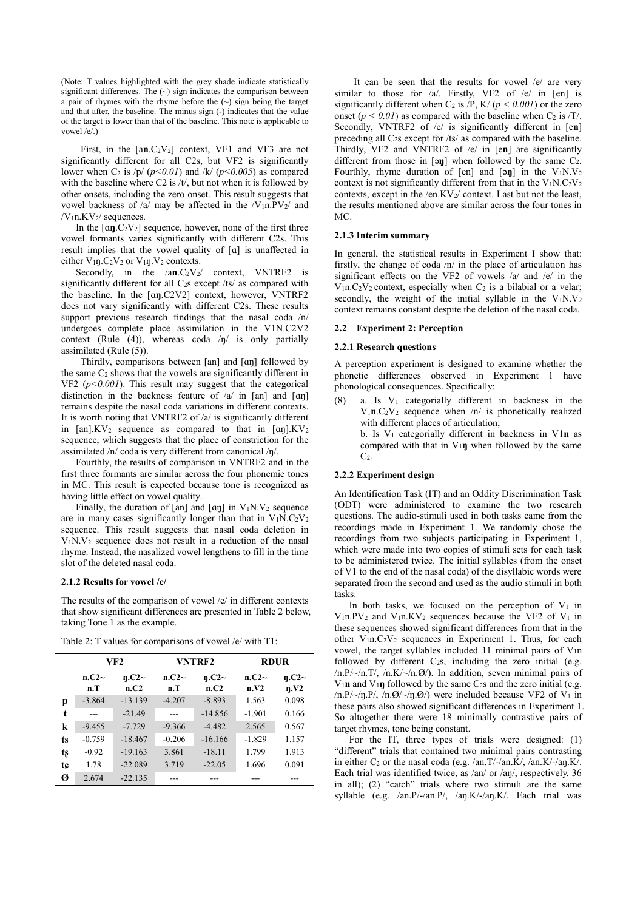(Note: T values highlighted with the grey shade indicate statistically significant differences. The (~) sign indicates the comparison between a pair of rhymes with the rhyme before the (~) sign being the target and that after, the baseline. The minus sign (-) indicates that the value of the target is lower than that of the baseline. This note is applicable to vowel /e/.)

First, in the [a**n**.$C_2V_2$] context, VF1 and VF3 are not significantly different for all C2s, but VF2 is significantly lower when $C_2$ is /p/ ($p<0.01$) and /k/ ($p<0.005$) as compared with the baseline where C2 is /t/, but not when it is followed by other onsets, including the zero onset. This result suggests that vowel backness of /a/ may be affected in the /$V_1$n.$PV_2$/ and /$V_1$n.$KV_2$/ sequences.

In the [ɑ**ŋ**.$C_2V_2$] sequence, however, none of the first three vowel formants varies significantly with different C2s. This result implies that the vowel quality of [ɑ] is unaffected in either $V_1$ŋ.$C_2V_2$ or $V_1$ŋ.$V_2$ contexts.

Secondly, in the /a**n**.$C_2V_2$/ context, VNTRF2 is significantly different for all $C_2$s except /ts/ as compared with the baseline. In the [ɑ**ŋ**.C2V2] context, however, VNTRF2 does not vary significantly with different C2s. These results support previous research findings that the nasal coda /n/ undergoes complete place assimilation in the V1N.C2V2 context (Rule (4)), whereas coda /ŋ/ is only partially assimilated (Rule (5)).

Thirdly, comparisons between [an] and [ɑŋ] followed by the same $C_2$ shows that the vowels are significantly different in VF2 ($p<0.001$). This result may suggest that the categorical distinction in the backness feature of /a/ in [an] and [ɑŋ] remains despite the nasal coda variations in different contexts. It is worth noting that VNTRF2 of /a/ is significantly different in [an].$KV_2$ sequence as compared to that in [ɑŋ].$KV_2$ sequence, which suggests that the place of constriction for the assimilated /n/ coda is very different from canonical /ŋ/.

Fourthly, the results of comparison in VNTRF2 and in the first three formants are similar across the four phonemic tones in MC. This result is expected because tone is recognized as having little effect on vowel quality.

Finally, the duration of [an] and [ɑŋ] in $V_1$N.$V_2$ sequence are in many cases significantly longer than that in $V_1$N.$C_2V_2$ sequence. This result suggests that nasal coda deletion in $V_1$N.$V_2$ sequence does not result in a reduction of the nasal rhyme. Instead, the nasalized vowel lengthens to fill in the time slot of the deleted nasal coda.

### 2.1.2 Results for vowel /e/

The results of the comparison of vowel /e/ in different contexts that show significant differences are presented in Table 2 below, taking Tone 1 as the example.

Table 2: T values for comparisons of vowel /e/ with T1:

| | VF2 | | VNTRF2 | | RDUR | |
|---|---|---|---|---|---|---|
| | n.C2~ n.T | ŋ.C2~ n.C2 | n.C2~ n.T | ŋ.C2~ n.C2 | n.C2~ n.V2 | ŋ.C2~ ŋ.V2 |
| **p** | -3.864 | -13.139 | -4.207 | -8.893 | 1.563 | 0.098 |
| **t** | --- | -21.49 | --- | -14.856 | -1.901 | 0.166 |
| **k** | -9.455 | -7.729 | -9.366 | -4.482 | 2.565 | 0.567 |
| **ts** | -0.759 | -18.467 | -0.206 | -16.166 | -1.829 | 1.157 |
| **tʂ** | -0.92 | -19.163 | 3.861 | -18.11 | 1.799 | 1.913 |
| **tɕ** | 1.78 | -22.089 | 3.719 | -22.05 | 1.696 | 0.091 |
| **Ø** | 2.674 | -22.135 | --- | --- | --- | --- |

It can be seen that the results for vowel /e/ are very similar to those for /a/. Firstly, VF2 of /e/ in [en] is significantly different when $C_2$ is /P, K/ ($p < 0.001$) or the zero onset ($p < 0.01$) as compared with the baseline when $C_2$ is /T/. Secondly, VNTRF2 of /e/ is significantly different in [e**n**] preceding all C2s except for /ts/ as compared with the baseline. Thirdly, VF2 and VNTRF2 of /e/ in [e**n**] are significantly different from those in [ə**ŋ**] when followed by the same $C_2$. Fourthly, rhyme duration of [en] and [əŋ] in the $V_1$N.$V_2$ context is not significantly different from that in the $V_1$N.$C_2V_2$ contexts, except in the /en.$KV_2$/ context. Last but not the least, the results mentioned above are similar across the four tones in MC.

### 2.1.3 Interim summary

In general, the statistical results in Experiment I show that: firstly, the change of coda /n/ in the place of articulation has significant effects on the VF2 of vowels /a/ and /e/ in the $V_1$n.$C_2V_2$ context, especially when $C_2$ is a bilabial or a velar; secondly, the weight of the initial syllable in the $V_1$N.$V_2$ context remains constant despite the deletion of the nasal coda.

## 2.2 Experiment 2: Perception

### 2.2.1 Research questions

A perception experiment is designed to examine whether the phonetic differences observed in Experiment 1 have phonological consequences. Specifically:

(8) a. Is $V_1$ categorially different in backness in the $V_1$**n**.$C_2V_2$ sequence when /n/ is phonetically realized with different places of articulation;
b. Is $V_1$ categorially different in backness in V1**n** as compared with that in $V_1$**ŋ** when followed by the same $C_2$.

### 2.2.2 Experiment design

An Identification Task (IT) and an Oddity Discrimination Task (ODT) were administered to examine the two research questions. The audio-stimuli used in both tasks came from the recordings made in Experiment 1. We randomly chose the recordings from two subjects participating in Experiment 1, which were made into two copies of stimuli sets for each task to be administered twice. The initial syllables (from the onset of V1 to the end of the nasal coda) of the disyllabic words were separated from the second and used as the audio stimuli in both tasks.

In both tasks, we focused on the perception of $V_1$ in $V_1$n.$PV_2$ and $V_1$n.$KV_2$ sequences because the VF2 of $V_1$ in these sequences showed significant differences from that in the other $V_1$n.$C_2V_2$ sequences in Experiment 1. Thus, for each vowel, the target syllables included 11 minimal pairs of V1n followed by different $C_2$s, including the zero initial (e.g. /n.P/~/n.T/, /n.K/~/n.Ø/). In addition, seven minimal pairs of $V_1$**n** and $V_1$**ŋ** followed by the same $C_2$s and the zero initial (e.g. /n.P/~/ŋ.P/, /n.Ø/~/ŋ.Ø/) were included because VF2 of $V_1$ in these pairs also showed significant differences in Experiment 1. So altogether there were 18 minimally contrastive pairs of target rhymes, tone being constant.

For the IT, three types of trials were designed: (1) "different" trials that contained two minimal pairs contrasting in either $C_2$ or the nasal coda (e.g. /an.T/-/an.K/, /an.K/-/aŋ.K/. Each trial was identified twice, as /an/ or /aŋ/, respectively. 36 in all); (2) "catch" trials where two stimuli are the same syllable (e.g. /an.P/-/an.P/, /aŋ.K/-/aŋ.K/. Each trial was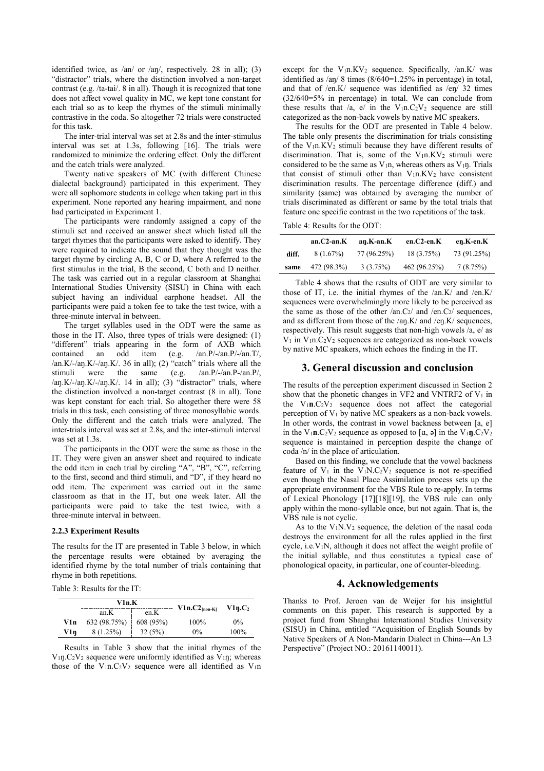identified twice, as /an/ or /aŋ/, respectively. 28 in all); (3) "distractor" trials, where the distinction involved a non-target contrast (e.g. /ta-tai/. 8 in all). Though it is recognized that tone does not affect vowel quality in MC, we kept tone constant for each trial so as to keep the rhymes of the stimuli minimally contrastive in the coda. So altogether 72 trials were constructed for this task.

The inter-trial interval was set at 2.8s and the inter-stimulus interval was set at 1.3s, following [16]. The trials were randomized to minimize the ordering effect. Only the different and the catch trials were analyzed.

Twenty native speakers of MC (with different Chinese dialectal background) participated in this experiment. They were all sophomore students in college when taking part in this experiment. None reported any hearing impairment, and none had participated in Experiment 1.

The participants were randomly assigned a copy of the stimuli set and received an answer sheet which listed all the target rhymes that the participants were asked to identify. They were required to indicate the sound that they thought was the target rhyme by circling A, B, C or D, where A referred to the first stimulus in the trial, B the second, C both and D neither. The task was carried out in a regular classroom at Shanghai International Studies University (SISU) in China with each subject having an individual earphone headset. All the participants were paid a token fee to take the test twice, with a three-minute interval in between.

The target syllables used in the ODT were the same as those in the IT. Also, three types of trials were designed: (1) "different" trials appearing in the form of AXB which contained an odd item (e.g. /an.P/-/an.P/-/an.T/, /an.K/-/aŋ.K/-/aŋ.K/. 36 in all); (2) "catch" trials where all the stimuli were the same (e.g. /an.P/-/an.P-/an.P/, /aŋ.K/-/aŋ.K/-/aŋ.K/. 14 in all); (3) "distractor" trials, where the distinction involved a non-target contrast (8 in all). Tone was kept constant for each trial. So altogether there were 58 trials in this task, each consisting of three monosyllabic words. Only the different and the catch trials were analyzed. The inter-trials interval was set at 2.8s, and the inter-stimuli interval was set at 1.3s.

The participants in the ODT were the same as those in the IT. They were given an answer sheet and required to indicate the odd item in each trial by circling "A", "B", "C", referring to the first, second and third stimuli, and "D", if they heard no odd item. The experiment was carried out in the same classroom as that in the IT, but one week later. All the participants were paid to take the test twice, with a three-minute interval in between.

### 2.2.3 Experiment Results

The results for the IT are presented in Table 3 below, in which the percentage results were obtained by averaging the identified rhyme by the total number of trials containing that rhyme in both repetitions.

Table 3: Results for the IT:

| | V1n.K | | $V1n.C2_{[non\text{-}K]}$ | $V1ŋ.C_2$ |
|---|---|---|---|---|
| | an.K | en.K | | |
| **V1n** | 632 (98.75%) | 608 (95%) | 100% | 0% |
| **V1ŋ** | 8 (1.25%) | 32 (5%) | 0% | 100% |

Results in Table 3 show that the initial rhymes of the $V_1ŋ.C_2V_2$ sequence were uniformly identified as $V_1ŋ$; whereas those of the $V_1n.C_2V_2$ sequence were all identified as $V_1n$ except for the $V_1n.KV_2$ sequence. Specifically, /an.K/ was identified as /aŋ/ 8 times (8/640=1.25% in percentage) in total, and that of /en.K/ sequence was identified as /eŋ/ 32 times (32/640=5% in percentage) in total. We can conclude from these results that /a, e/ in the $V_1n.C_2V_2$ sequence are still categorized as the non-back vowels by native MC speakers.

The results for the ODT are presented in Table 4 below. The table only presents the discrimination for trials consisting of the $V_1n.KV_2$ stimuli because they have different results of discrimination. That is, some of the $V_1n.KV_2$ stimuli were considered to be the same as $V_1n$, whereas others as $V_1ŋ$. Trials that consist of stimuli other than $V_1n.KV_2$ have consistent discrimination results. The percentage difference (diff.) and similarity (same) was obtained by averaging the number of trials discriminated as different or same by the total trials that feature one specific contrast in the two repetitions of the task.

Table 4: Results for the ODT:

| | an.C2-an.K | aŋ.K-an.K | en.C2-en.K | eŋ.K-en.K |
|---|---|---|---|---|
| **diff.** | 8 (1.67%) | 77 (96.25%) | 18 (3.75%) | 73 (91.25%) |
| **same** | 472 (98.3%) | 3 (3.75%) | 462 (96.25%) | 7 (8.75%) |

Table 4 shows that the results of ODT are very similar to those of IT, i.e. the initial rhymes of the /an.K/ and /en.K/ sequences were overwhelmingly more likely to be perceived as the same as those of the other /an.$C_2$/ and /en.$C_2$/ sequences, and as different from those of the /aŋ.K/ and /eŋ.K/ sequences, respectively. This result suggests that non-high vowels /a, e/ as $V_1$ in $V_1n.C_2V_2$ sequences are categorized as non-back vowels by native MC speakers, which echoes the finding in the IT.

## 3. General discussion and conclusion

The results of the perception experiment discussed in Section 2 show that the phonetic changes in VF2 and VNTRF2 of $V_1$ in the $V_1$**n**.$C_2V_2$ sequence does not affect the categorial perception of $V_1$ by native MC speakers as a non-back vowels. In other words, the contrast in vowel backness between [a, e] in the $V_1$**n**.$C_2V_2$ sequence as opposed to [ɑ, ə] in the $V_1$**ŋ**.$C_2V_2$ sequence is maintained in perception despite the change of coda /n/ in the place of articulation.

Based on this finding, we conclude that the vowel backness feature of $V_1$ in the $V_1N.C_2V_2$ sequence is not re-specified even though the Nasal Place Assimilation process sets up the appropriate environment for the VBS Rule to re-apply. In terms of Lexical Phonology [17][18][19], the VBS rule can only apply within the mono-syllable once, but not again. That is, the VBS rule is not cyclic.

As to the $V_1N.V_2$ sequence, the deletion of the nasal coda destroys the environment for all the rules applied in the first cycle, i.e.$V_1N$, although it does not affect the weight profile of the initial syllable, and thus constitutes a typical case of phonological opacity, in particular, one of counter-bleeding.

## 4. Acknowledgements

Thanks to Prof. Jeroen van de Weijer for his insightful comments on this paper. This research is supported by a project fund from Shanghai International Studies University (SISU) in China, entitled "Acquisition of English Sounds by Native Speakers of A Non-Mandarin Dialect in China---An L3 Perspective" (Project NO.: 20161140011).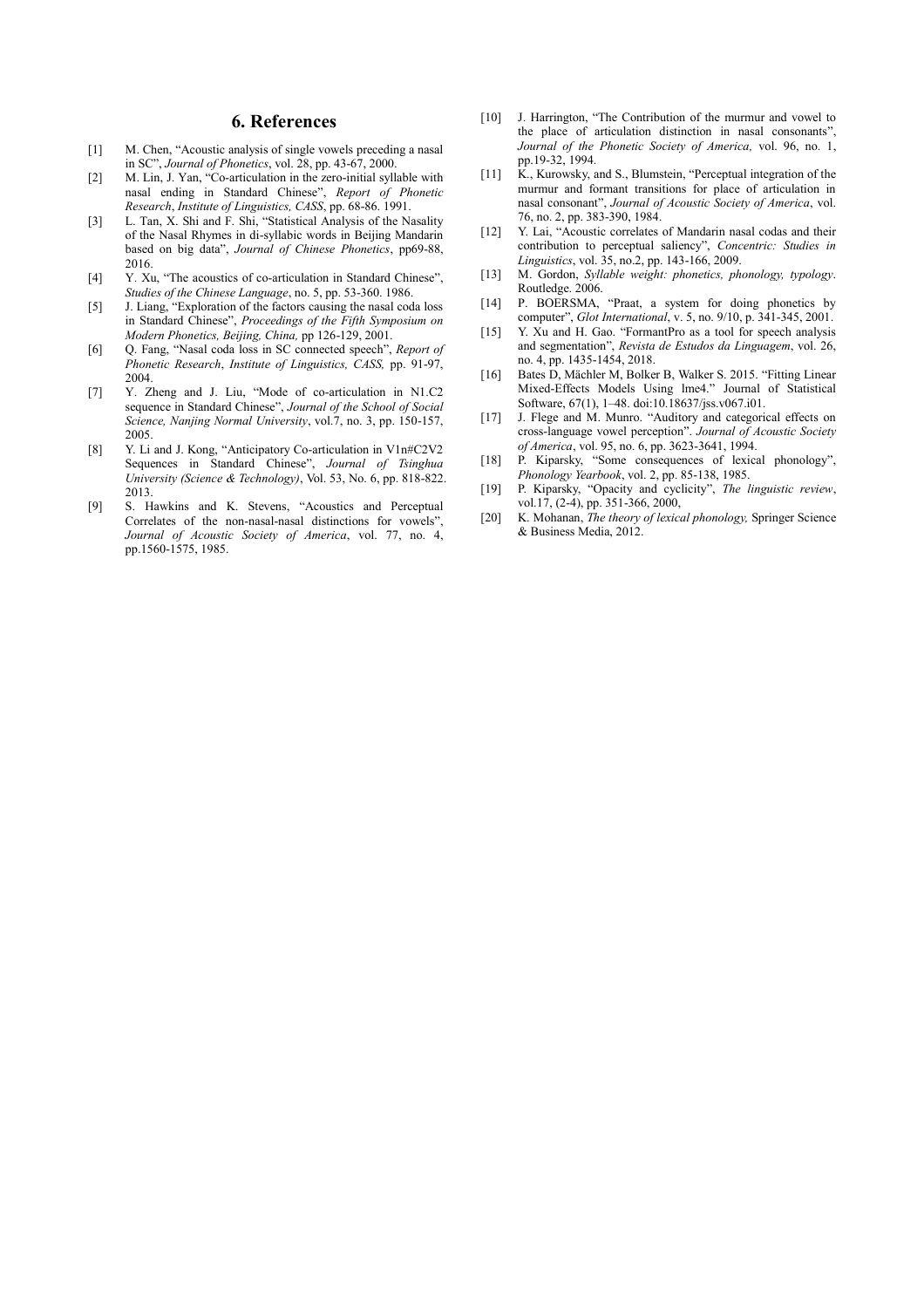# 6. References

[1] M. Chen, "Acoustic analysis of single vowels preceding a nasal in SC", *Journal of Phonetics*, vol. 28, pp. 43-67, 2000.

[2] M. Lin, J. Yan, "Co-articulation in the zero-initial syllable with nasal ending in Standard Chinese", *Report of Phonetic Research*, *Institute of Linguistics, CASS*, pp. 68-86. 1991.

[3] L. Tan, X. Shi and F. Shi, "Statistical Analysis of the Nasality of the Nasal Rhymes in di-syllabic words in Beijing Mandarin based on big data", *Journal of Chinese Phonetics*, pp69-88, 2016.

[4] Y. Xu, "The acoustics of co-articulation in Standard Chinese", *Studies of the Chinese Language*, no. 5, pp. 53-360. 1986.

[5] J. Liang, "Exploration of the factors causing the nasal coda loss in Standard Chinese", *Proceedings of the Fifth Symposium on Modern Phonetics, Beijing, China,* pp 126-129, 2001.

[6] Q. Fang, "Nasal coda loss in SC connected speech", *Report of Phonetic Research*, *Institute of Linguistics, CASS,* pp. 91-97, 2004.

[7] Y. Zheng and J. Liu, "Mode of co-articulation in N1.C2 sequence in Standard Chinese", *Journal of the School of Social Science, Nanjing Normal University*, vol.7, no. 3, pp. 150-157, 2005.

[8] Y. Li and J. Kong, "Anticipatory Co-articulation in V1n#C2V2 Sequences in Standard Chinese", *Journal of Tsinghua University (Science & Technology)*, Vol. 53, No. 6, pp. 818-822. 2013.

[9] S. Hawkins and K. Stevens, "Acoustics and Perceptual Correlates of the non-nasal-nasal distinctions for vowels", *Journal of Acoustic Society of America*, vol. 77, no. 4, pp.1560-1575, 1985.

[10] J. Harrington, "The Contribution of the murmur and vowel to the place of articulation distinction in nasal consonants", *Journal of the Phonetic Society of America,* vol. 96, no. 1, pp.19-32, 1994.

[11] K., Kurowsky, and S., Blumstein, "Perceptual integration of the murmur and formant transitions for place of articulation in nasal consonant", *Journal of Acoustic Society of America*, vol. 76, no. 2, pp. 383-390, 1984.

[12] Y. Lai, "Acoustic correlates of Mandarin nasal codas and their contribution to perceptual saliency", *Concentric: Studies in Linguistics*, vol. 35, no.2, pp. 143-166, 2009.

[13] M. Gordon, *Syllable weight: phonetics, phonology, typology*. Routledge. 2006.

[14] P. BOERSMA, "Praat, a system for doing phonetics by computer", *Glot International*, v. 5, no. 9/10, p. 341-345, 2001.

[15] Y. Xu and H. Gao. "FormantPro as a tool for speech analysis and segmentation", *Revista de Estudos da Linguagem*, vol. 26, no. 4, pp. 1435-1454, 2018.

[16] Bates D, Mächler M, Bolker B, Walker S. 2015. "Fitting Linear Mixed-Effects Models Using lme4." Journal of Statistical Software, 67(1), 1–48. doi:10.18637/jss.v067.i01.

[17] J. Flege and M. Munro. "Auditory and categorical effects on cross-language vowel perception". *Journal of Acoustic Society of America*, vol. 95, no. 6, pp. 3623-3641, 1994.

[18] P. Kiparsky, "Some consequences of lexical phonology", *Phonology Yearbook*, vol. 2, pp. 85-138, 1985.

[19] P. Kiparsky, "Opacity and cyclicity", *The linguistic review*, vol.17, (2-4), pp. 351-366, 2000,

[20] K. Mohanan, *The theory of lexical phonology,* Springer Science & Business Media, 2012.